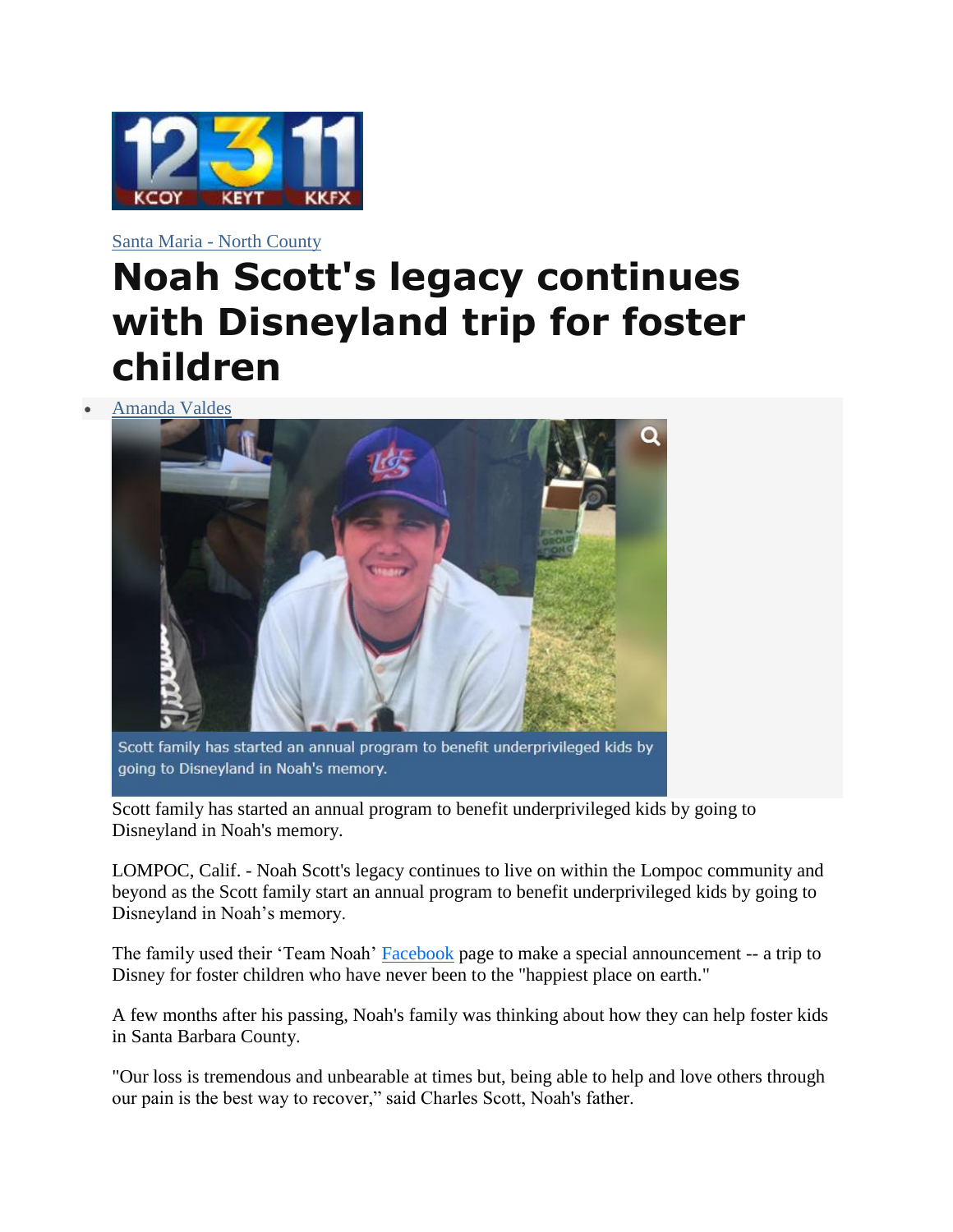Santa Maria - North County

# Noah Scott's legacy continues with Disneyland trip for foster children

- Amanda Valdes

Scott family has started an annual program to benefit underprivileged kids by going to Disneyland in Noah's memory.

Scott family has started an annual program to benefit underprivileged kids by going to Disneyland in Noah's memory.

LOMPOC, Calif. - Noah Scott's legacy continues to live on within the Lompoc community and beyond as the Scott family start an annual program to benefit underprivileged kids by going to Disneyland in Noah's memory.

The family used their 'Team Noah' Facebook page to make a special announcement -- a trip to Disney for foster children who have never been to the "happiest place on earth."

A few months after his passing, Noah's family was thinking about how they can help foster kids in Santa Barbara County.

"Our loss is tremendous and unbearable at times but, being able to help and love others through our pain is the best way to recover," said Charles Scott, Noah's father.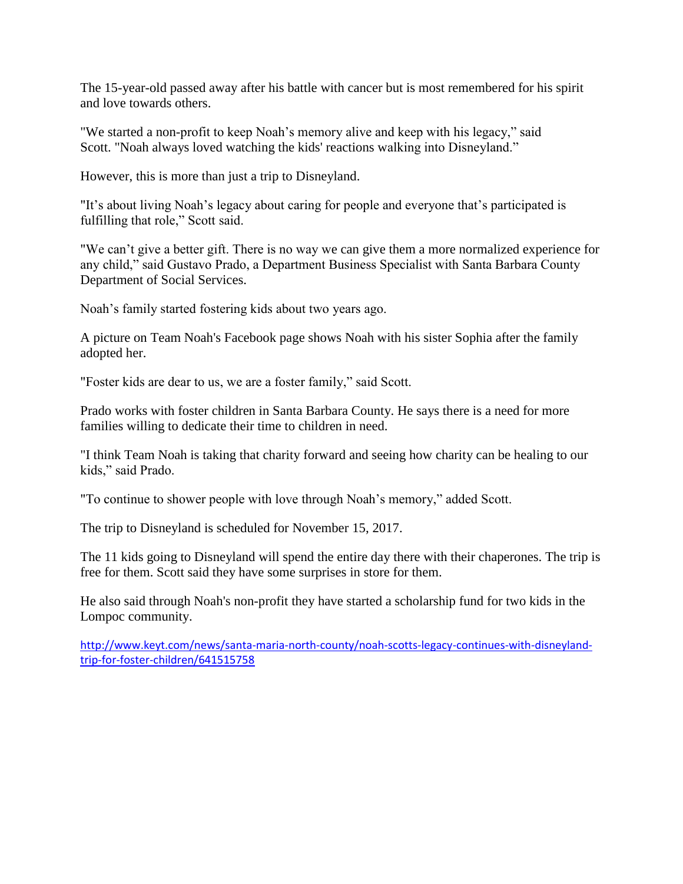The 15-year-old passed away after his battle with cancer but is most remembered for his spirit and love towards others.

"We started a non-profit to keep Noah's memory alive and keep with his legacy," said Scott. "Noah always loved watching the kids' reactions walking into Disneyland."

However, this is more than just a trip to Disneyland.

"It's about living Noah's legacy about caring for people and everyone that's participated is fulfilling that role," Scott said.

"We can't give a better gift. There is no way we can give them a more normalized experience for any child," said Gustavo Prado, a Department Business Specialist with Santa Barbara County Department of Social Services.

Noah's family started fostering kids about two years ago.

A picture on Team Noah's Facebook page shows Noah with his sister Sophia after the family adopted her.

"Foster kids are dear to us, we are a foster family," said Scott.

Prado works with foster children in Santa Barbara County. He says there is a need for more families willing to dedicate their time to children in need.

"I think Team Noah is taking that charity forward and seeing how charity can be healing to our kids," said Prado.

"To continue to shower people with love through Noah's memory," added Scott.

The trip to Disneyland is scheduled for November 15, 2017.

The 11 kids going to Disneyland will spend the entire day there with their chaperones. The trip is free for them. Scott said they have some surprises in store for them.

He also said through Noah's non-profit they have started a scholarship fund for two kids in the Lompoc community.

http://www.keyt.com/news/santa-maria-north-county/noah-scotts-legacy-continues-with-disneyland-trip-for-foster-children/641515758